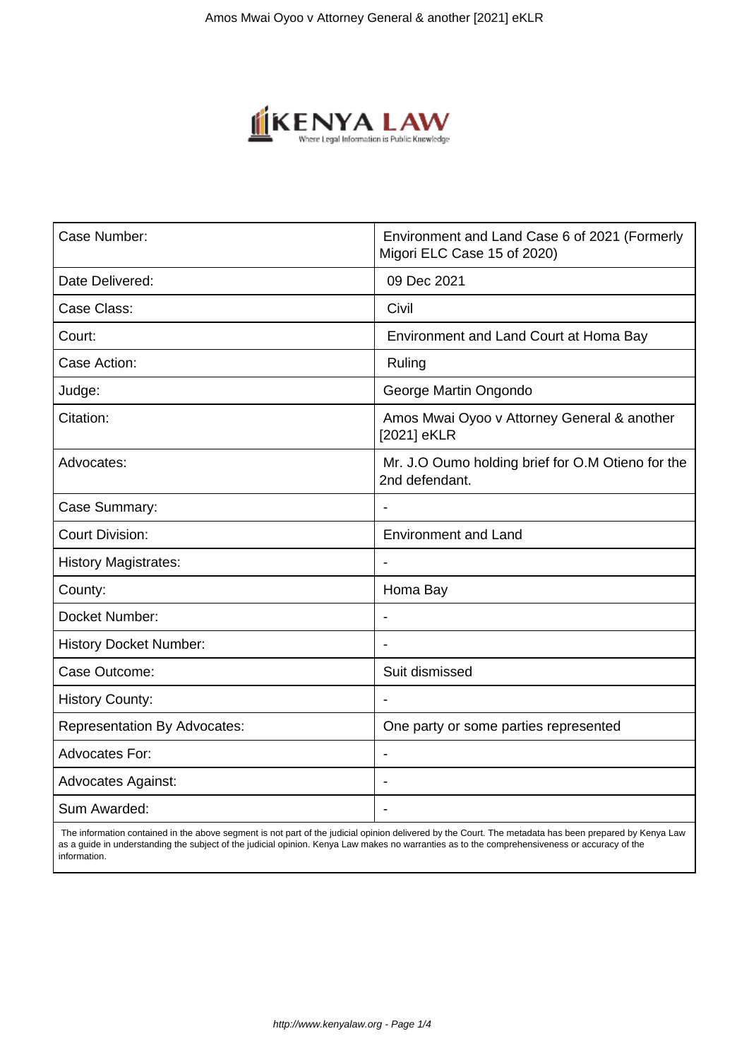| Case Number: | Environment and Land Case 6 of 2021 (Formerly Migori ELC Case 15 of 2020) |
| --- | --- |
| Date Delivered: | 09 Dec 2021 |
| Case Class: | Civil |
| Court: | Environment and Land Court at Homa Bay |
| Case Action: | Ruling |
| Judge: | George Martin Ongondo |
| Citation: | Amos Mwai Oyoo v Attorney General & another [2021] eKLR |
| Advocates: | Mr. J.O Oumo holding brief for O.M Otieno for the 2nd defendant. |
| Case Summary: | - |
| Court Division: | Environment and Land |
| History Magistrates: | - |
| County: | Homa Bay |
| Docket Number: | - |
| History Docket Number: | - |
| Case Outcome: | Suit dismissed |
| History County: | - |
| Representation By Advocates: | One party or some parties represented |
| Advocates For: | - |
| Advocates Against: | - |
| Sum Awarded: | - |

The information contained in the above segment is not part of the judicial opinion delivered by the Court. The metadata has been prepared by Kenya Law as a guide in understanding the subject of the judicial opinion. Kenya Law makes no warranties as to the comprehensiveness or accuracy of the information.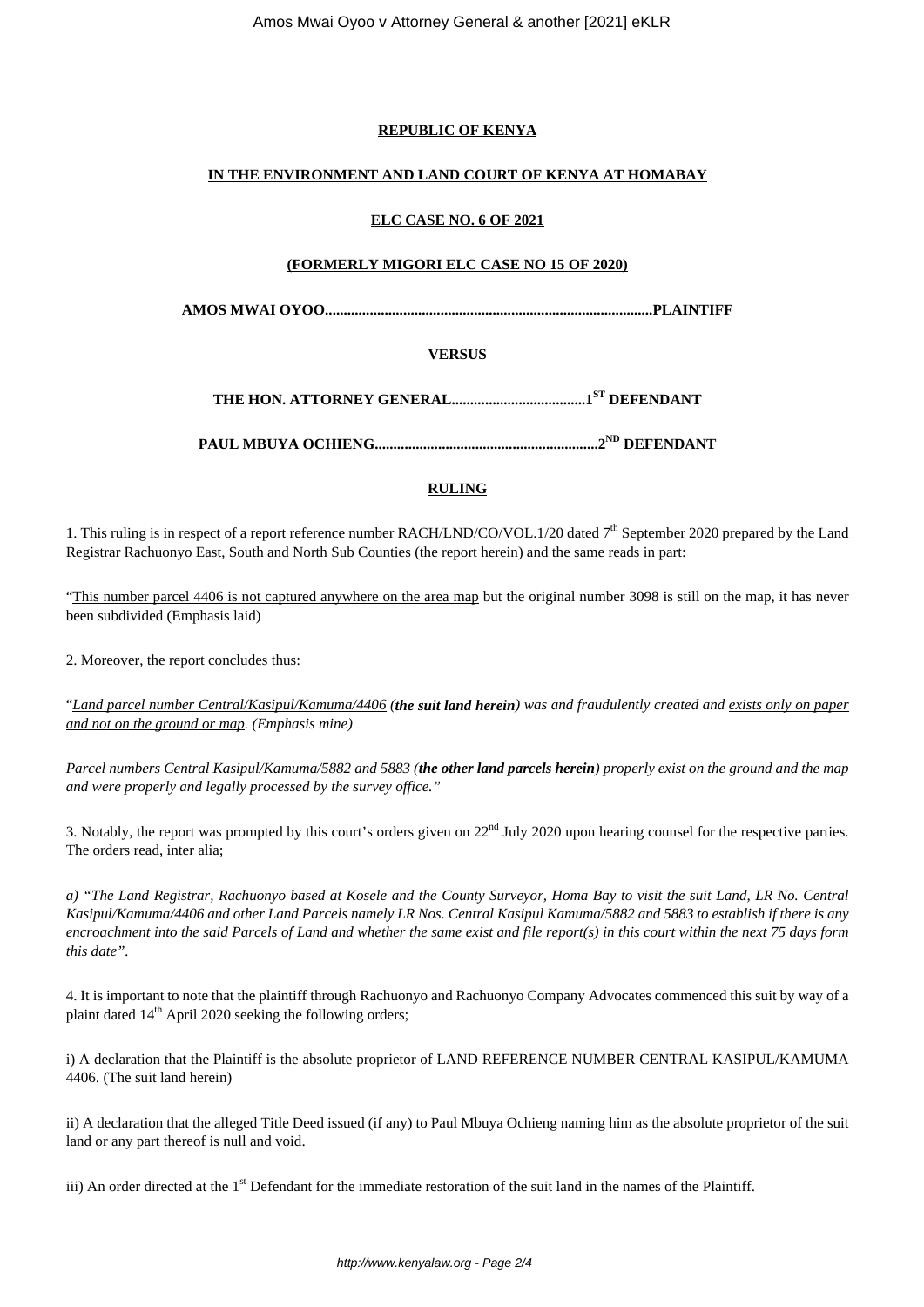**REPUBLIC OF KENYA**

**IN THE ENVIRONMENT AND LAND COURT OF KENYA AT HOMABAY**

**ELC CASE NO. 6 OF 2021**

**(FORMERLY MIGORI ELC CASE NO 15 OF 2020)**

**AMOS MWAI OYOO.......................................................................................PLAINTIFF**

**VERSUS**

**THE HON. ATTORNEY GENERAL....................................1ST DEFENDANT**

**PAUL MBUYA OCHIENG..........................................................2ND DEFENDANT**

**RULING**

1. This ruling is in respect of a report reference number RACH/LND/CO/VOL.1/20 dated 7th September 2020 prepared by the Land Registrar Rachuonyo East, South and North Sub Counties (the report herein) and the same reads in part:

"This number parcel 4406 is not captured anywhere on the area map but the original number 3098 is still on the map, it has never been subdivided (Emphasis laid)

2. Moreover, the report concludes thus:

"*Land parcel number Central/Kasipul/Kamuma/4406 (**the suit land herein**) was and fraudulently created and exists only on paper and not on the ground or map. (Emphasis mine)*

*Parcel numbers Central Kasipul/Kamuma/5882 and 5883 (**the other land parcels herein**) properly exist on the ground and the map and were properly and legally processed by the survey office."*

3. Notably, the report was prompted by this court's orders given on 22nd July 2020 upon hearing counsel for the respective parties. The orders read, inter alia;

*a) "The Land Registrar, Rachuonyo based at Kosele and the County Surveyor, Homa Bay to visit the suit Land, LR No. Central Kasipul/Kamuma/4406 and other Land Parcels namely LR Nos. Central Kasipul Kamuma/5882 and 5883 to establish if there is any encroachment into the said Parcels of Land and whether the same exist and file report(s) in this court within the next 75 days form this date".*

4. It is important to note that the plaintiff through Rachuonyo and Rachuonyo Company Advocates commenced this suit by way of a plaint dated 14th April 2020 seeking the following orders;

i) A declaration that the Plaintiff is the absolute proprietor of LAND REFERENCE NUMBER CENTRAL KASIPUL/KAMUMA 4406. (The suit land herein)

ii) A declaration that the alleged Title Deed issued (if any) to Paul Mbuya Ochieng naming him as the absolute proprietor of the suit land or any part thereof is null and void.

iii) An order directed at the 1st Defendant for the immediate restoration of the suit land in the names of the Plaintiff.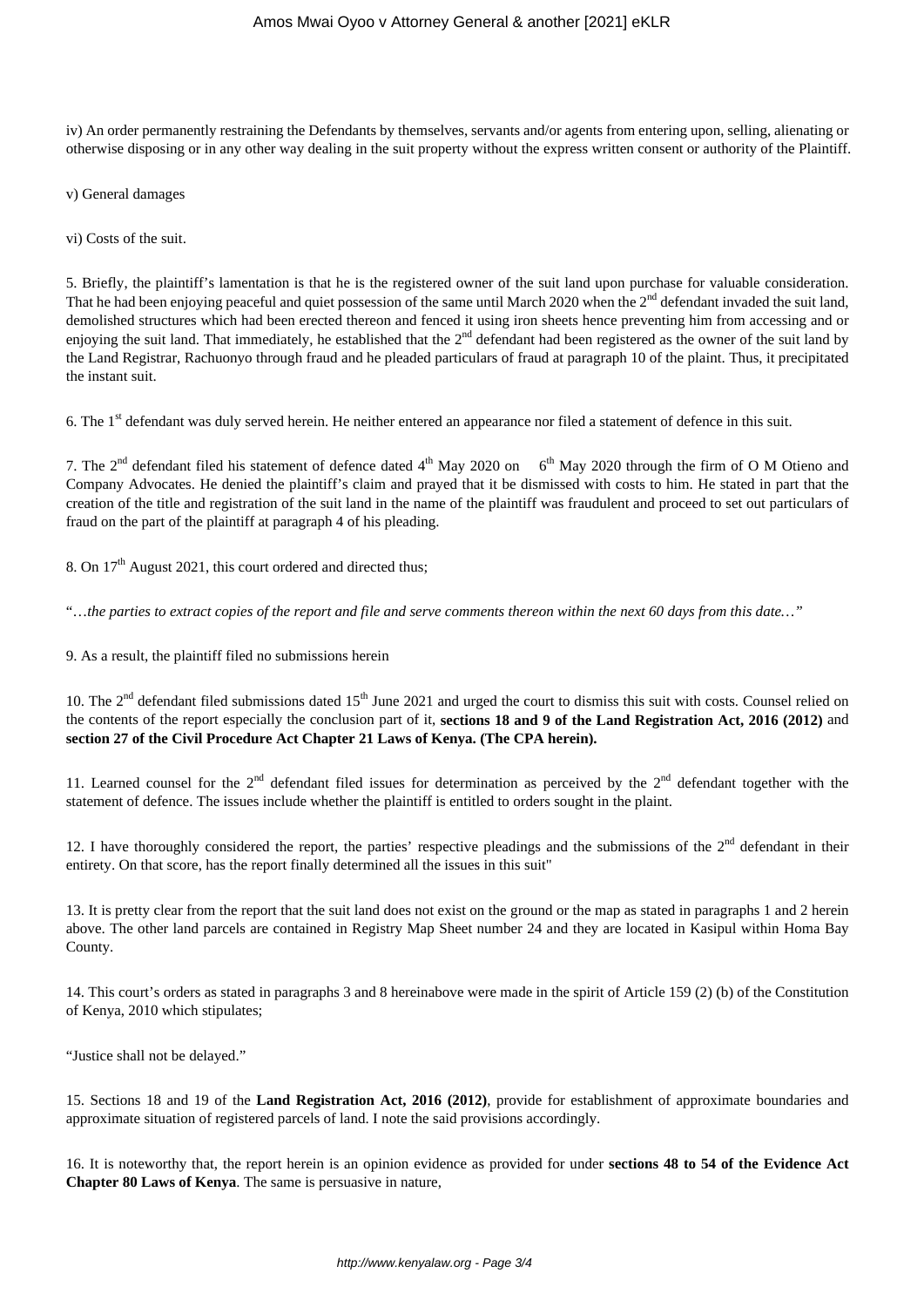iv) An order permanently restraining the Defendants by themselves, servants and/or agents from entering upon, selling, alienating or otherwise disposing or in any other way dealing in the suit property without the express written consent or authority of the Plaintiff.

v) General damages

vi) Costs of the suit.

5. Briefly, the plaintiff's lamentation is that he is the registered owner of the suit land upon purchase for valuable consideration. That he had been enjoying peaceful and quiet possession of the same until March 2020 when the 2[nd] defendant invaded the suit land, demolished structures which had been erected thereon and fenced it using iron sheets hence preventing him from accessing and or enjoying the suit land. That immediately, he established that the 2[nd] defendant had been registered as the owner of the suit land by the Land Registrar, Rachuonyo through fraud and he pleaded particulars of fraud at paragraph 10 of the plaint. Thus, it precipitated the instant suit.

6. The 1[st] defendant was duly served herein. He neither entered an appearance nor filed a statement of defence in this suit.

7. The 2[nd] defendant filed his statement of defence dated 4[th] May 2020 on 6[th] May 2020 through the firm of O M Otieno and Company Advocates. He denied the plaintiff's claim and prayed that it be dismissed with costs to him. He stated in part that the creation of the title and registration of the suit land in the name of the plaintiff was fraudulent and proceed to set out particulars of fraud on the part of the plaintiff at paragraph 4 of his pleading.

8. On 17[th] August 2021, this court ordered and directed thus;

"…*the parties to extract copies of the report and file and serve comments thereon within the next 60 days from this date…"*

9. As a result, the plaintiff filed no submissions herein

10. The 2[nd] defendant filed submissions dated 15[th] June 2021 and urged the court to dismiss this suit with costs. Counsel relied on the contents of the report especially the conclusion part of it, **sections 18 and 9 of the Land Registration Act, 2016 (2012)** and **section 27 of the Civil Procedure Act Chapter 21 Laws of Kenya. (The CPA herein).**

11. Learned counsel for the 2[nd] defendant filed issues for determination as perceived by the 2[nd] defendant together with the statement of defence. The issues include whether the plaintiff is entitled to orders sought in the plaint.

12. I have thoroughly considered the report, the parties' respective pleadings and the submissions of the 2[nd] defendant in their entirety. On that score, has the report finally determined all the issues in this suit"

13. It is pretty clear from the report that the suit land does not exist on the ground or the map as stated in paragraphs 1 and 2 herein above. The other land parcels are contained in Registry Map Sheet number 24 and they are located in Kasipul within Homa Bay County.

14. This court's orders as stated in paragraphs 3 and 8 hereinabove were made in the spirit of Article 159 (2) (b) of the Constitution of Kenya, 2010 which stipulates;

"Justice shall not be delayed."

15. Sections 18 and 19 of the **Land Registration Act, 2016 (2012)**, provide for establishment of approximate boundaries and approximate situation of registered parcels of land. I note the said provisions accordingly.

16. It is noteworthy that, the report herein is an opinion evidence as provided for under **sections 48 to 54 of the Evidence Act Chapter 80 Laws of Kenya**. The same is persuasive in nature,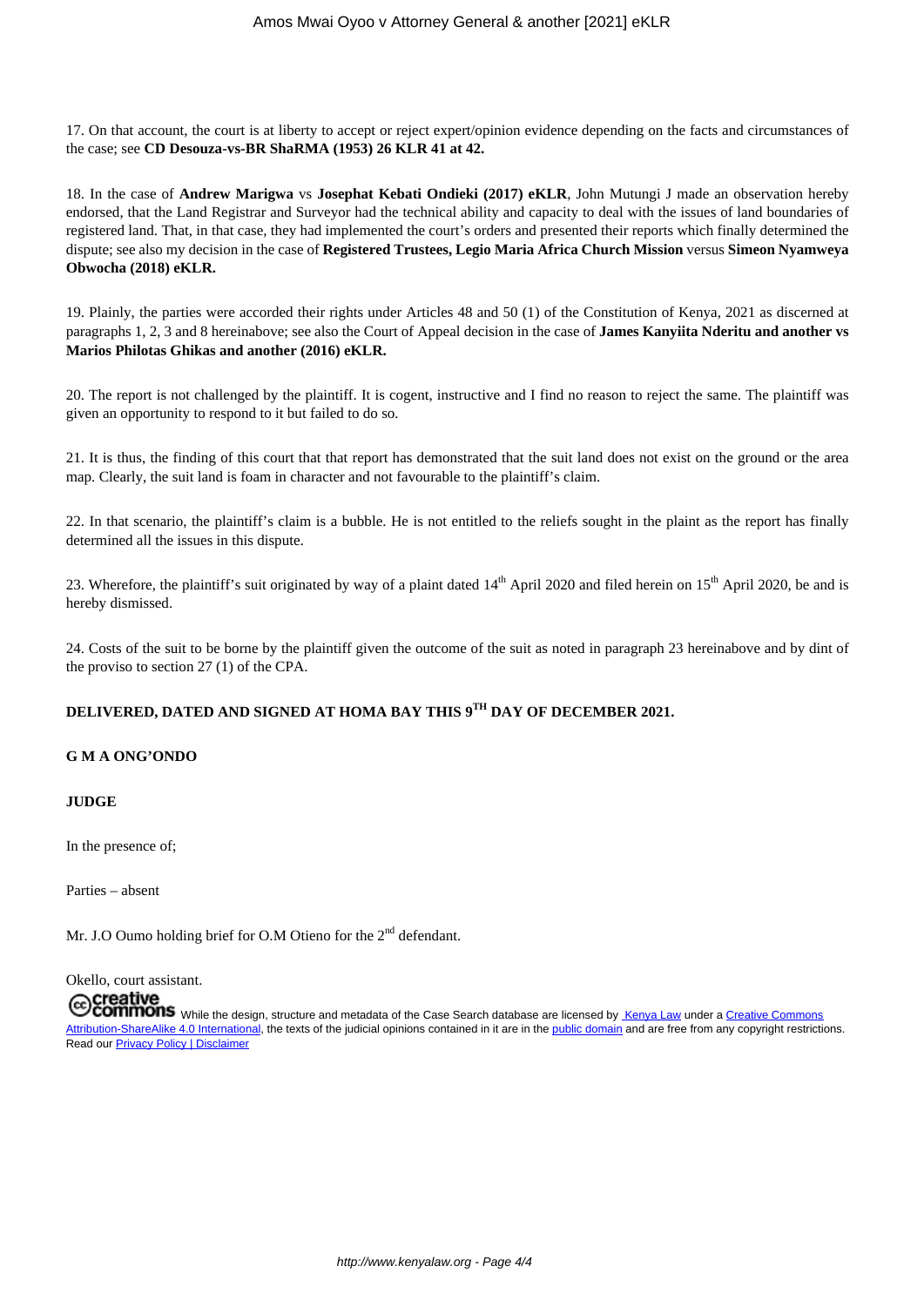17. On that account, the court is at liberty to accept or reject expert/opinion evidence depending on the facts and circumstances of the case; see **CD Desouza-vs-BR ShaRMA (1953) 26 KLR 41 at 42.**

18. In the case of **Andrew Marigwa** vs **Josephat Kebati Ondieki (2017) eKLR**, John Mutungi J made an observation hereby endorsed, that the Land Registrar and Surveyor had the technical ability and capacity to deal with the issues of land boundaries of registered land. That, in that case, they had implemented the court's orders and presented their reports which finally determined the dispute; see also my decision in the case of **Registered Trustees, Legio Maria Africa Church Mission** versus **Simeon Nyamweya Obwocha (2018) eKLR.**

19. Plainly, the parties were accorded their rights under Articles 48 and 50 (1) of the Constitution of Kenya, 2021 as discerned at paragraphs 1, 2, 3 and 8 hereinabove; see also the Court of Appeal decision in the case of **James Kanyiita Nderitu and another vs Marios Philotas Ghikas and another (2016) eKLR.**

20. The report is not challenged by the plaintiff. It is cogent, instructive and I find no reason to reject the same. The plaintiff was given an opportunity to respond to it but failed to do so.

21. It is thus, the finding of this court that that report has demonstrated that the suit land does not exist on the ground or the area map. Clearly, the suit land is foam in character and not favourable to the plaintiff's claim.

22. In that scenario, the plaintiff's claim is a bubble. He is not entitled to the reliefs sought in the plaint as the report has finally determined all the issues in this dispute.

23. Wherefore, the plaintiff's suit originated by way of a plaint dated 14th April 2020 and filed herein on 15th April 2020, be and is hereby dismissed.

24. Costs of the suit to be borne by the plaintiff given the outcome of the suit as noted in paragraph 23 hereinabove and by dint of the proviso to section 27 (1) of the CPA.

**DELIVERED, DATED AND SIGNED AT HOMA BAY THIS 9TH DAY OF DECEMBER 2021.**

**G M A ONG'ONDO**

**JUDGE**

In the presence of;

Parties – absent

Mr. J.O Oumo holding brief for O.M Otieno for the 2nd defendant.

Okello, court assistant.

While the design, structure and metadata of the Case Search database are licensed by Kenya Law under a Creative Commons Attribution-ShareAlike 4.0 International, the texts of the judicial opinions contained in it are in the public domain and are free from any copyright restrictions. Read our Privacy Policy | Disclaimer